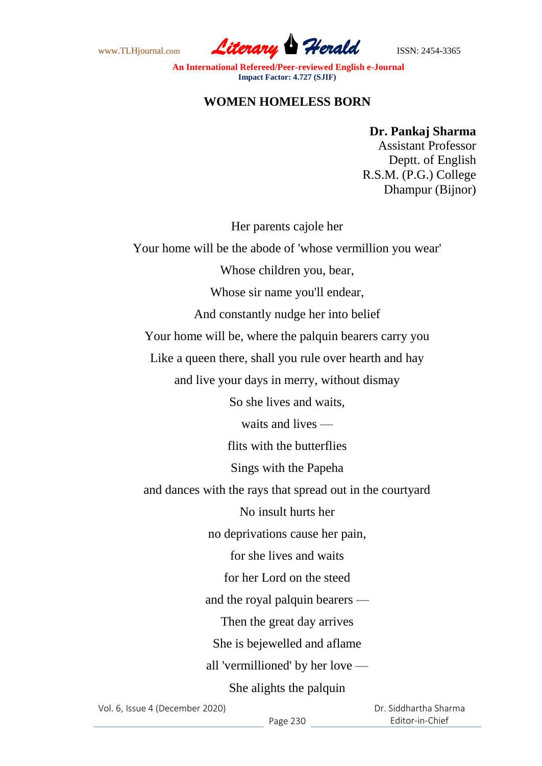# WOMEN HOMELESS BORN

**Dr. Pankaj Sharma**
Assistant Professor
Deptt. of English
R.S.M. (P.G.) College
Dhampur (Bijnor)

Her parents cajole her
Your home will be the abode of 'whose vermillion you wear'
Whose children you, bear,
Whose sir name you'll endear,
And constantly nudge her into belief
Your home will be, where the palquin bearers carry you
Like a queen there, shall you rule over hearth and hay
and live your days in merry, without dismay
So she lives and waits,
waits and lives —
flits with the butterflies
Sings with the Papeha
and dances with the rays that spread out in the courtyard
No insult hurts her
no deprivations cause her pain,
for she lives and waits
for her Lord on the steed
and the royal palquin bearers —
Then the great day arrives
She is bejewelled and aflame
all 'vermillioned' by her love —
She alights the palquin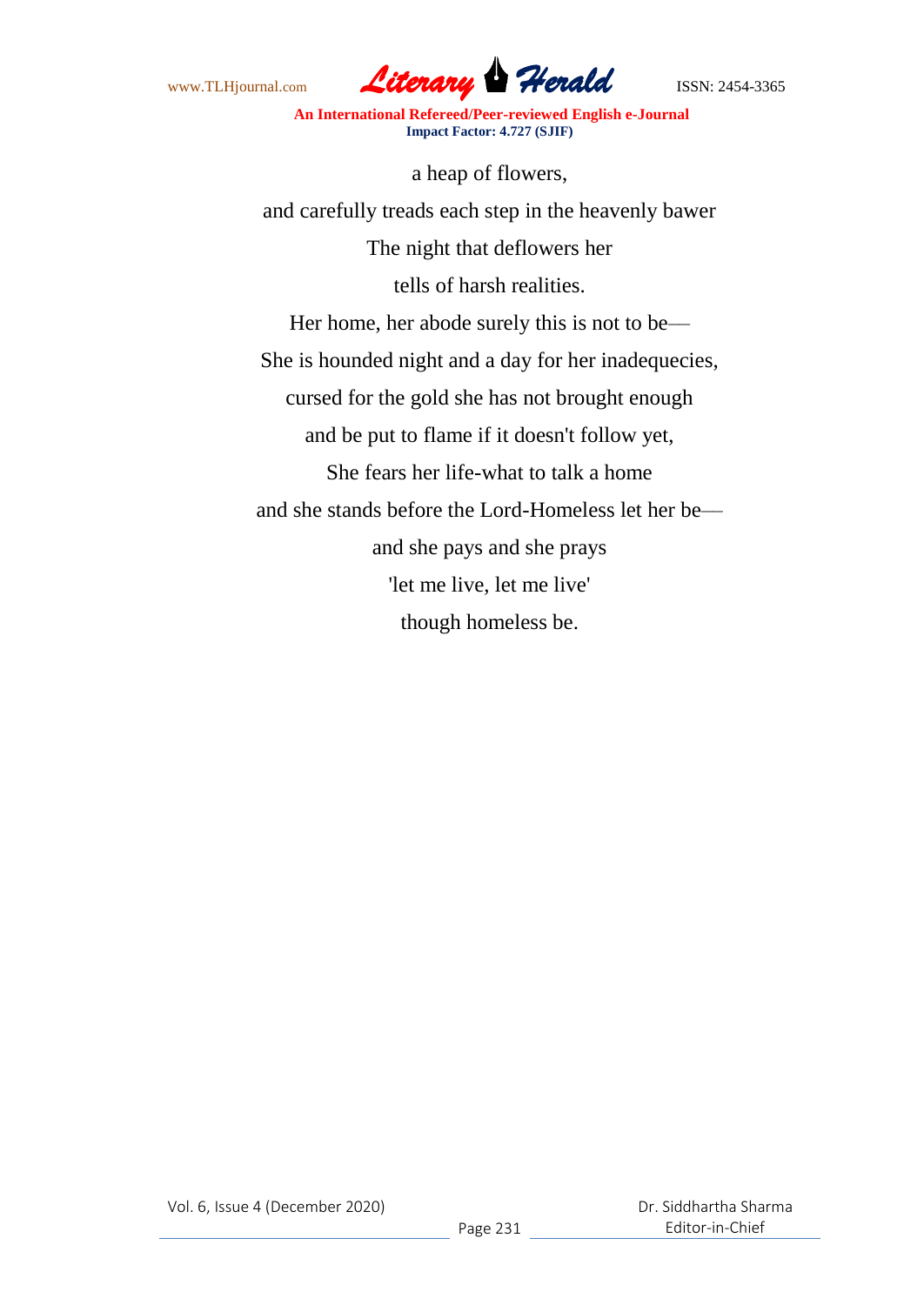a heap of flowers,

and carefully treads each step in the heavenly bawer

The night that deflowers her

tells of harsh realities.

Her home, her abode surely this is not to be—

She is hounded night and a day for her inadequecies,

cursed for the gold she has not brought enough

and be put to flame if it doesn't follow yet,

She fears her life-what to talk a home

and she stands before the Lord-Homeless let her be—

and she pays and she prays

'let me live, let me live'

though homeless be.